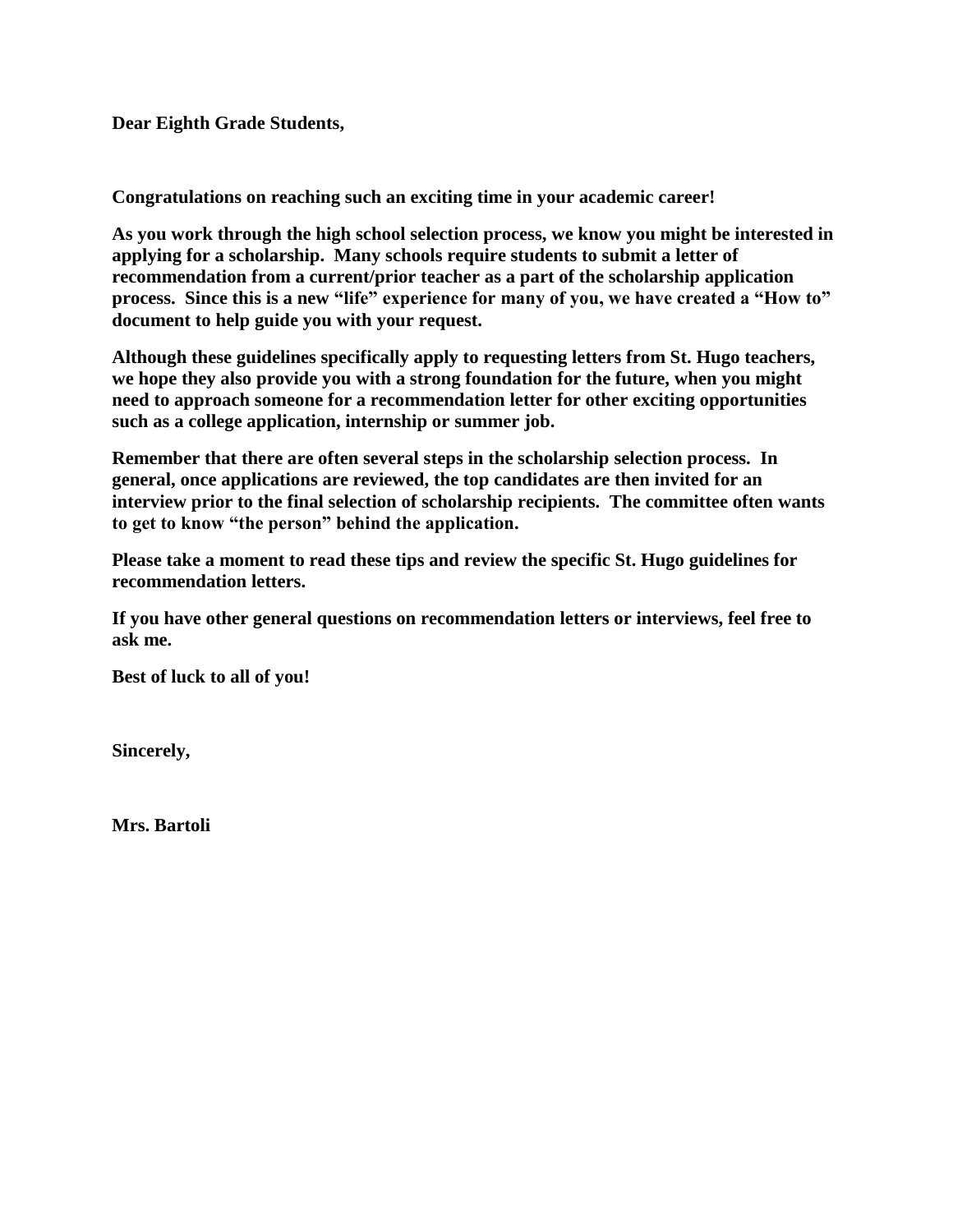**Dear Eighth Grade Students,**

**Congratulations on reaching such an exciting time in your academic career!**

**As you work through the high school selection process, we know you might be interested in applying for a scholarship. Many schools require students to submit a letter of recommendation from a current/prior teacher as a part of the scholarship application process. Since this is a new "life" experience for many of you, we have created a "How to" document to help guide you with your request.**

**Although these guidelines specifically apply to requesting letters from St. Hugo teachers, we hope they also provide you with a strong foundation for the future, when you might need to approach someone for a recommendation letter for other exciting opportunities such as a college application, internship or summer job.**

**Remember that there are often several steps in the scholarship selection process. In general, once applications are reviewed, the top candidates are then invited for an interview prior to the final selection of scholarship recipients. The committee often wants to get to know "the person" behind the application.**

**Please take a moment to read these tips and review the specific St. Hugo guidelines for recommendation letters.**

**If you have other general questions on recommendation letters or interviews, feel free to ask me.**

**Best of luck to all of you!**

**Sincerely,**

**Mrs. Bartoli**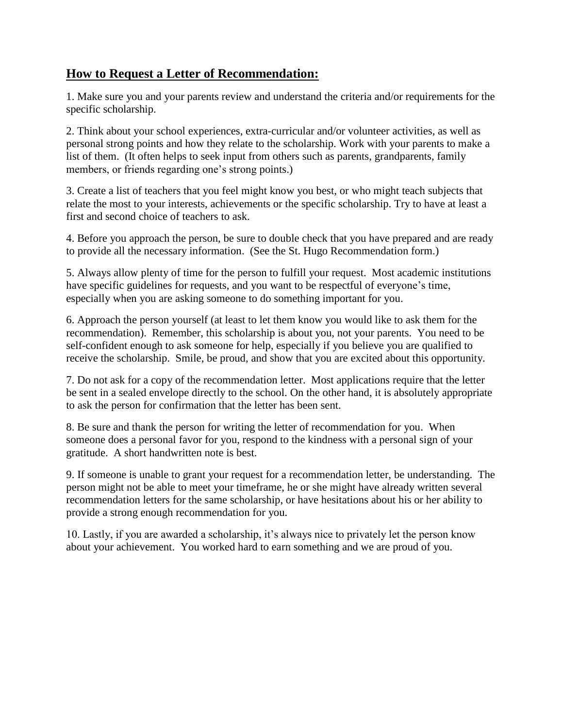## **How to Request a Letter of Recommendation:**

1. Make sure you and your parents review and understand the criteria and/or requirements for the specific scholarship.

2. Think about your school experiences, extra-curricular and/or volunteer activities, as well as personal strong points and how they relate to the scholarship. Work with your parents to make a list of them. (It often helps to seek input from others such as parents, grandparents, family members, or friends regarding one's strong points.)

3. Create a list of teachers that you feel might know you best, or who might teach subjects that relate the most to your interests, achievements or the specific scholarship. Try to have at least a first and second choice of teachers to ask.

4. Before you approach the person, be sure to double check that you have prepared and are ready to provide all the necessary information. (See the St. Hugo Recommendation form.)

5. Always allow plenty of time for the person to fulfill your request. Most academic institutions have specific guidelines for requests, and you want to be respectful of everyone's time, especially when you are asking someone to do something important for you.

6. Approach the person yourself (at least to let them know you would like to ask them for the recommendation). Remember, this scholarship is about you, not your parents. You need to be self-confident enough to ask someone for help, especially if you believe you are qualified to receive the scholarship. Smile, be proud, and show that you are excited about this opportunity.

7. Do not ask for a copy of the recommendation letter. Most applications require that the letter be sent in a sealed envelope directly to the school. On the other hand, it is absolutely appropriate to ask the person for confirmation that the letter has been sent.

8. Be sure and thank the person for writing the letter of recommendation for you. When someone does a personal favor for you, respond to the kindness with a personal sign of your gratitude. A short handwritten note is best.

9. If someone is unable to grant your request for a recommendation letter, be understanding. The person might not be able to meet your timeframe, he or she might have already written several recommendation letters for the same scholarship, or have hesitations about his or her ability to provide a strong enough recommendation for you.

10. Lastly, if you are awarded a scholarship, it's always nice to privately let the person know about your achievement. You worked hard to earn something and we are proud of you.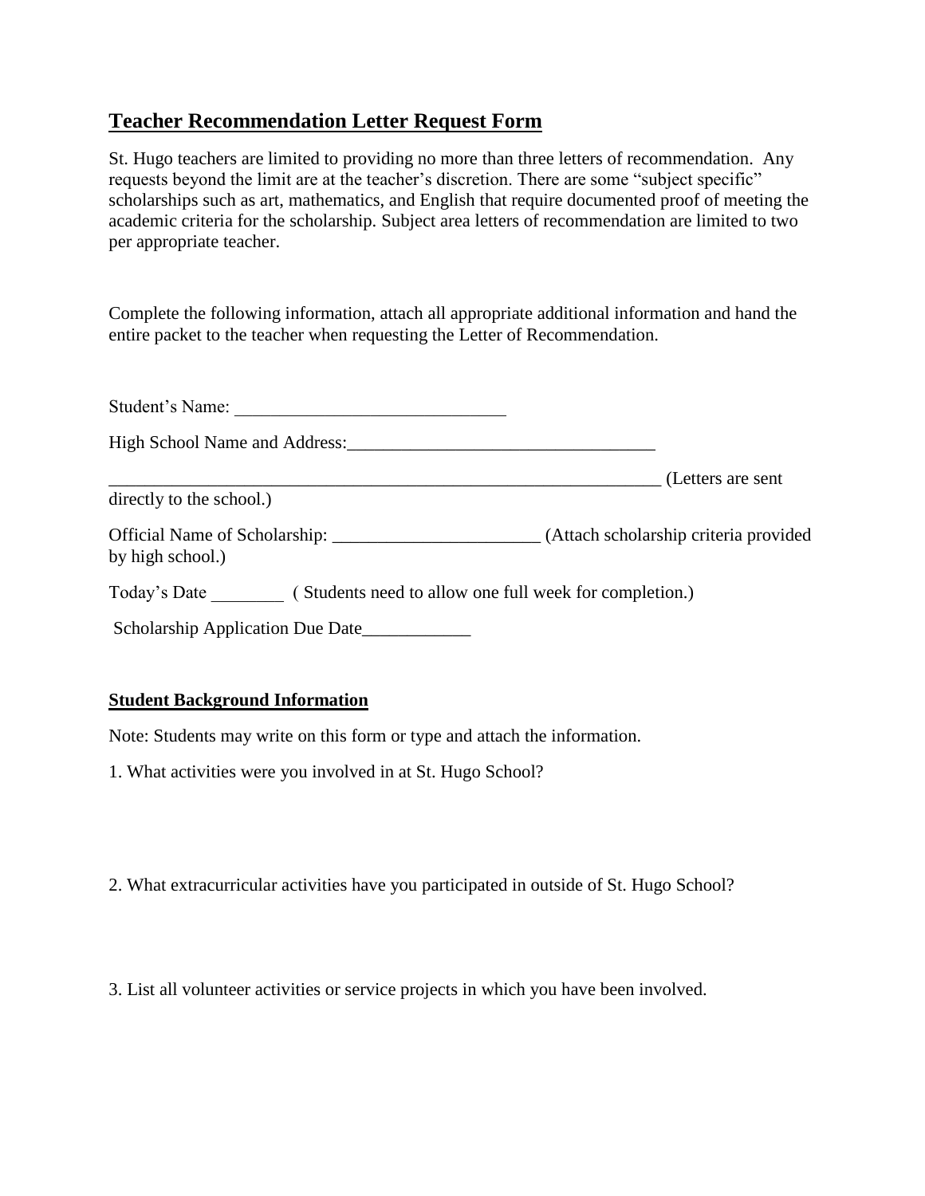## Teacher Recommendation Letter Request Form

St. Hugo teachers are limited to providing no more than three letters of recommendation. Any requests beyond the limit are at the teacher's discretion. There are some "subject specific" scholarships such as art, mathematics, and English that require documented proof of meeting the academic criteria for the scholarship. Subject area letters of recommendation are limited to two per appropriate teacher.

Complete the following information, attach all appropriate additional information and hand the entire packet to the teacher when requesting the Letter of Recommendation.

Student's Name: ______________________________

High School Name and Address:__________________________________

_______________________________________________________________ (Letters are sent directly to the school.)

Official Name of Scholarship: _______________________ (Attach scholarship criteria provided by high school.)

Today's Date ________ ( Students need to allow one full week for completion.)

Scholarship Application Due Date____________

**Student Background Information**

Note: Students may write on this form or type and attach the information.

1. What activities were you involved in at St. Hugo School?

2. What extracurricular activities have you participated in outside of St. Hugo School?

3. List all volunteer activities or service projects in which you have been involved.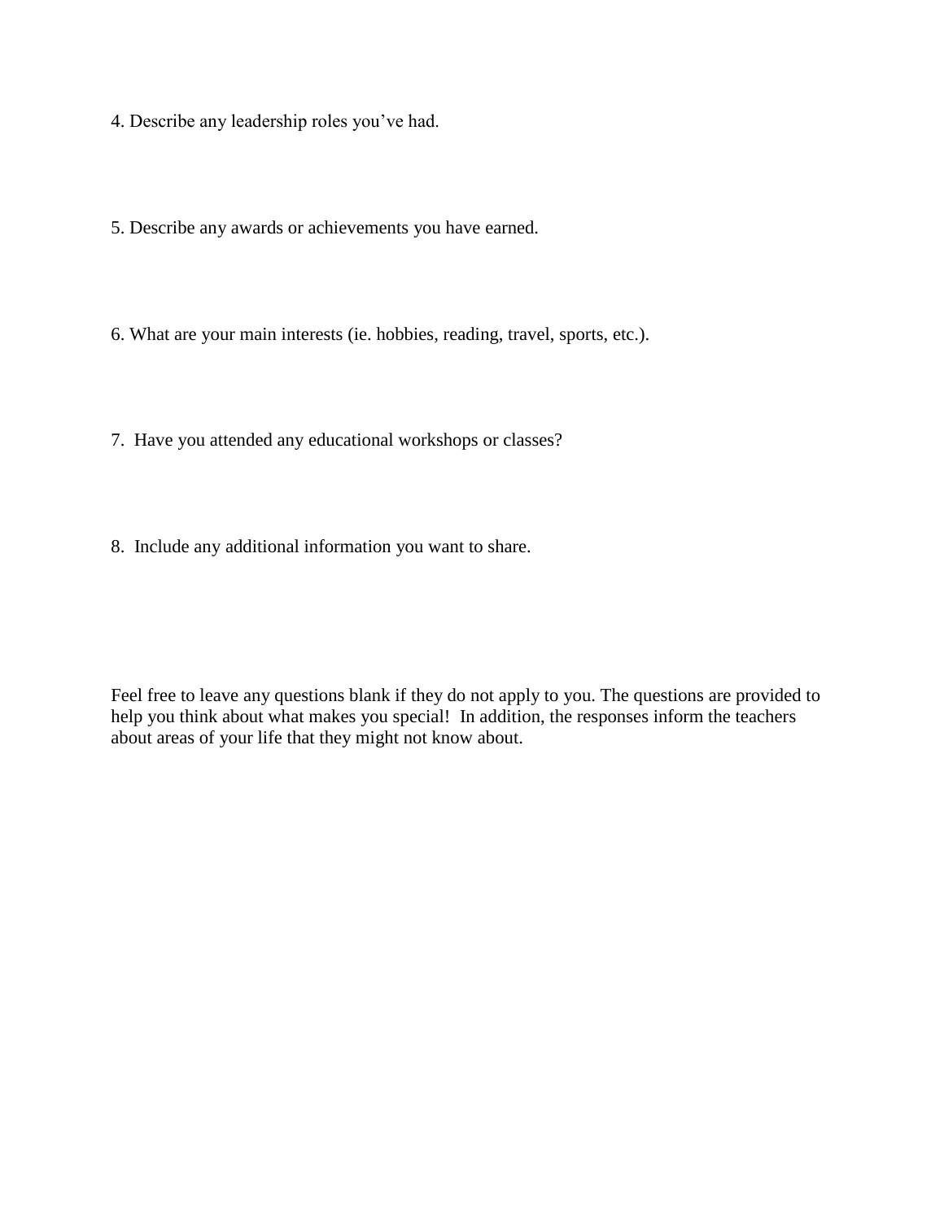4. Describe any leadership roles you’ve had.

5. Describe any awards or achievements you have earned.

6. What are your main interests (ie. hobbies, reading, travel, sports, etc.).

7. Have you attended any educational workshops or classes?

8. Include any additional information you want to share.

Feel free to leave any questions blank if they do not apply to you. The questions are provided to help you think about what makes you special! In addition, the responses inform the teachers about areas of your life that they might not know about.